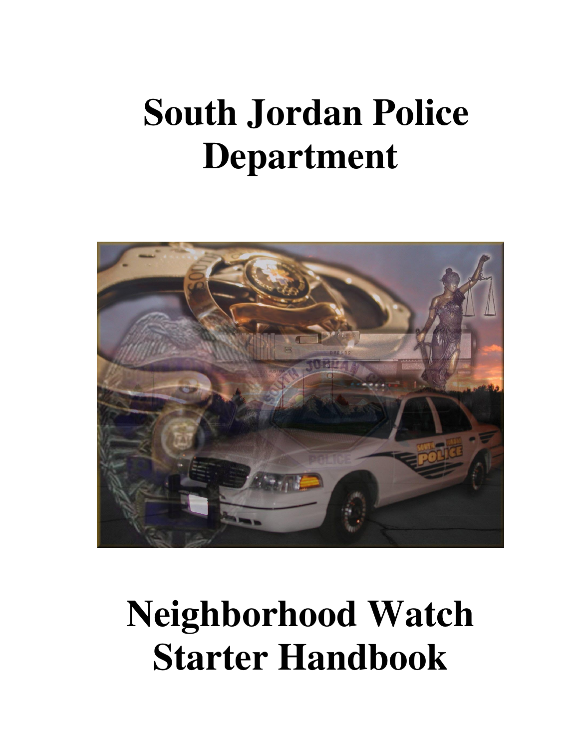# South Jordan Police Department

# Neighborhood Watch Starter Handbook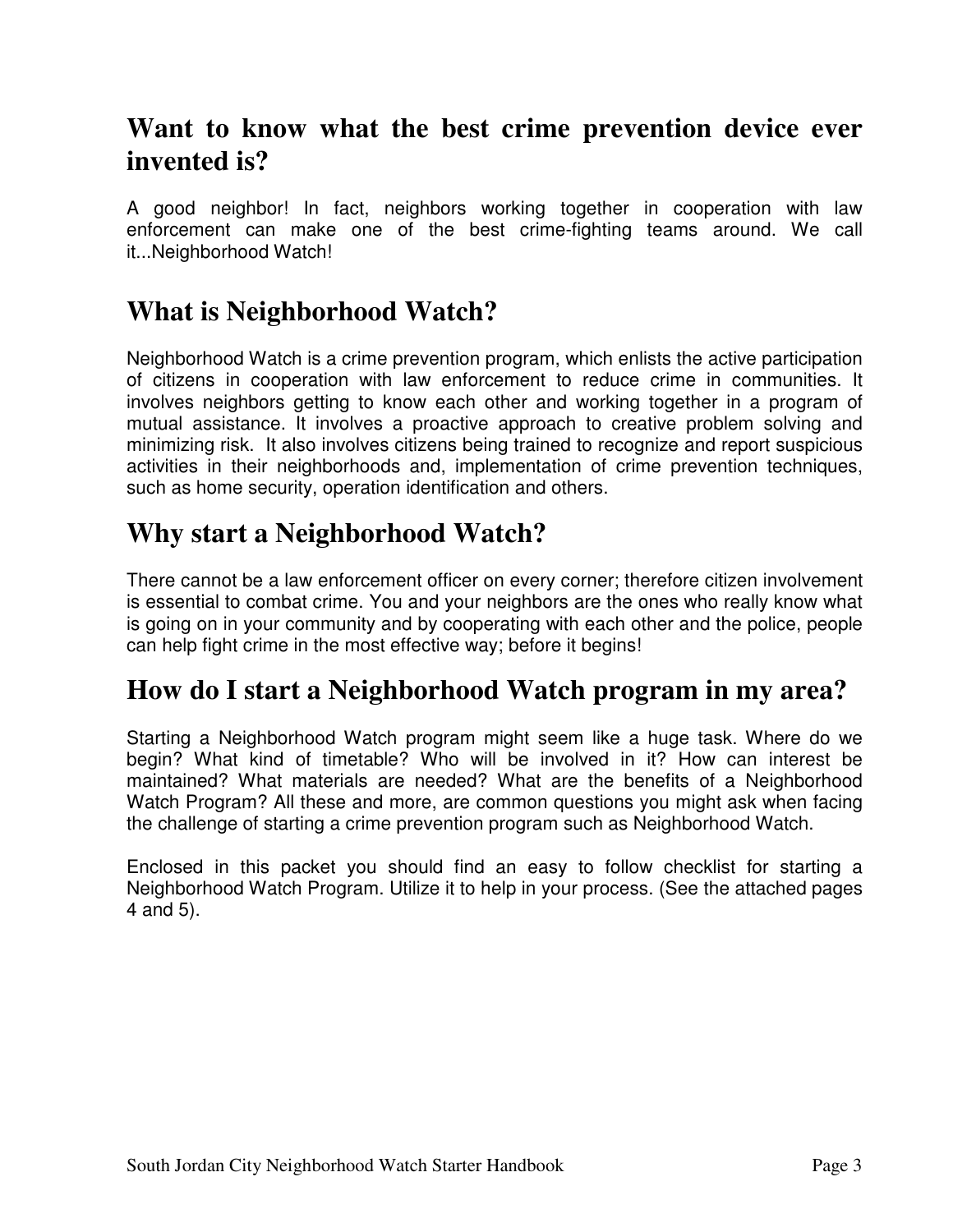## Want to know what the best crime prevention device ever invented is?

A good neighbor! In fact, neighbors working together in cooperation with law enforcement can make one of the best crime-fighting teams around. We call it...Neighborhood Watch!

## What is Neighborhood Watch?

Neighborhood Watch is a crime prevention program, which enlists the active participation of citizens in cooperation with law enforcement to reduce crime in communities. It involves neighbors getting to know each other and working together in a program of mutual assistance. It involves a proactive approach to creative problem solving and minimizing risk. It also involves citizens being trained to recognize and report suspicious activities in their neighborhoods and, implementation of crime prevention techniques, such as home security, operation identification and others.

## Why start a Neighborhood Watch?

There cannot be a law enforcement officer on every corner; therefore citizen involvement is essential to combat crime. You and your neighbors are the ones who really know what is going on in your community and by cooperating with each other and the police, people can help fight crime in the most effective way; before it begins!

## How do I start a Neighborhood Watch program in my area?

Starting a Neighborhood Watch program might seem like a huge task. Where do we begin? What kind of timetable? Who will be involved in it? How can interest be maintained? What materials are needed? What are the benefits of a Neighborhood Watch Program? All these and more, are common questions you might ask when facing the challenge of starting a crime prevention program such as Neighborhood Watch.

Enclosed in this packet you should find an easy to follow checklist for starting a Neighborhood Watch Program. Utilize it to help in your process. (See the attached pages 4 and 5).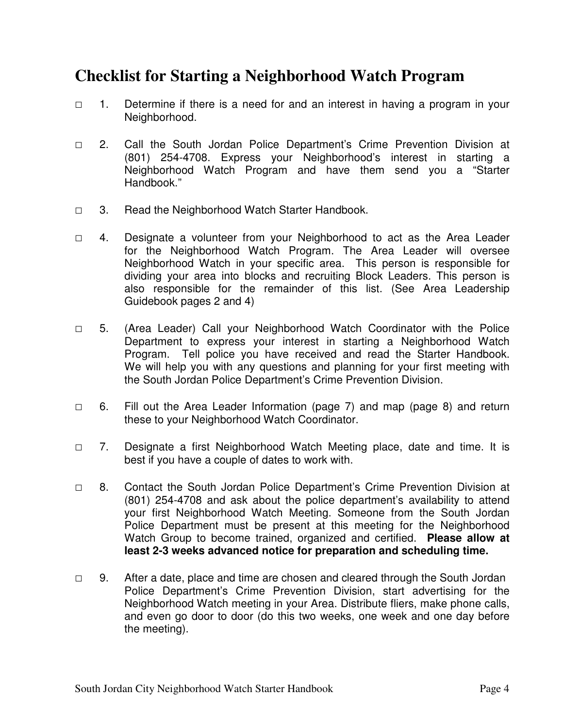# Checklist for Starting a Neighborhood Watch Program

□ 1. Determine if there is a need for and an interest in having a program in your Neighborhood.

□ 2. Call the South Jordan Police Department's Crime Prevention Division at (801) 254-4708. Express your Neighborhood's interest in starting a Neighborhood Watch Program and have them send you a "Starter Handbook."

□ 3. Read the Neighborhood Watch Starter Handbook.

□ 4. Designate a volunteer from your Neighborhood to act as the Area Leader for the Neighborhood Watch Program. The Area Leader will oversee Neighborhood Watch in your specific area. This person is responsible for dividing your area into blocks and recruiting Block Leaders. This person is also responsible for the remainder of this list. (See Area Leadership Guidebook pages 2 and 4)

□ 5. (Area Leader) Call your Neighborhood Watch Coordinator with the Police Department to express your interest in starting a Neighborhood Watch Program. Tell police you have received and read the Starter Handbook. We will help you with any questions and planning for your first meeting with the South Jordan Police Department's Crime Prevention Division.

□ 6. Fill out the Area Leader Information (page 7) and map (page 8) and return these to your Neighborhood Watch Coordinator.

□ 7. Designate a first Neighborhood Watch Meeting place, date and time. It is best if you have a couple of dates to work with.

□ 8. Contact the South Jordan Police Department's Crime Prevention Division at (801) 254-4708 and ask about the police department's availability to attend your first Neighborhood Watch Meeting. Someone from the South Jordan Police Department must be present at this meeting for the Neighborhood Watch Group to become trained, organized and certified. **Please allow at least 2-3 weeks advanced notice for preparation and scheduling time.**

□ 9. After a date, place and time are chosen and cleared through the South Jordan Police Department's Crime Prevention Division, start advertising for the Neighborhood Watch meeting in your Area. Distribute fliers, make phone calls, and even go door to door (do this two weeks, one week and one day before the meeting).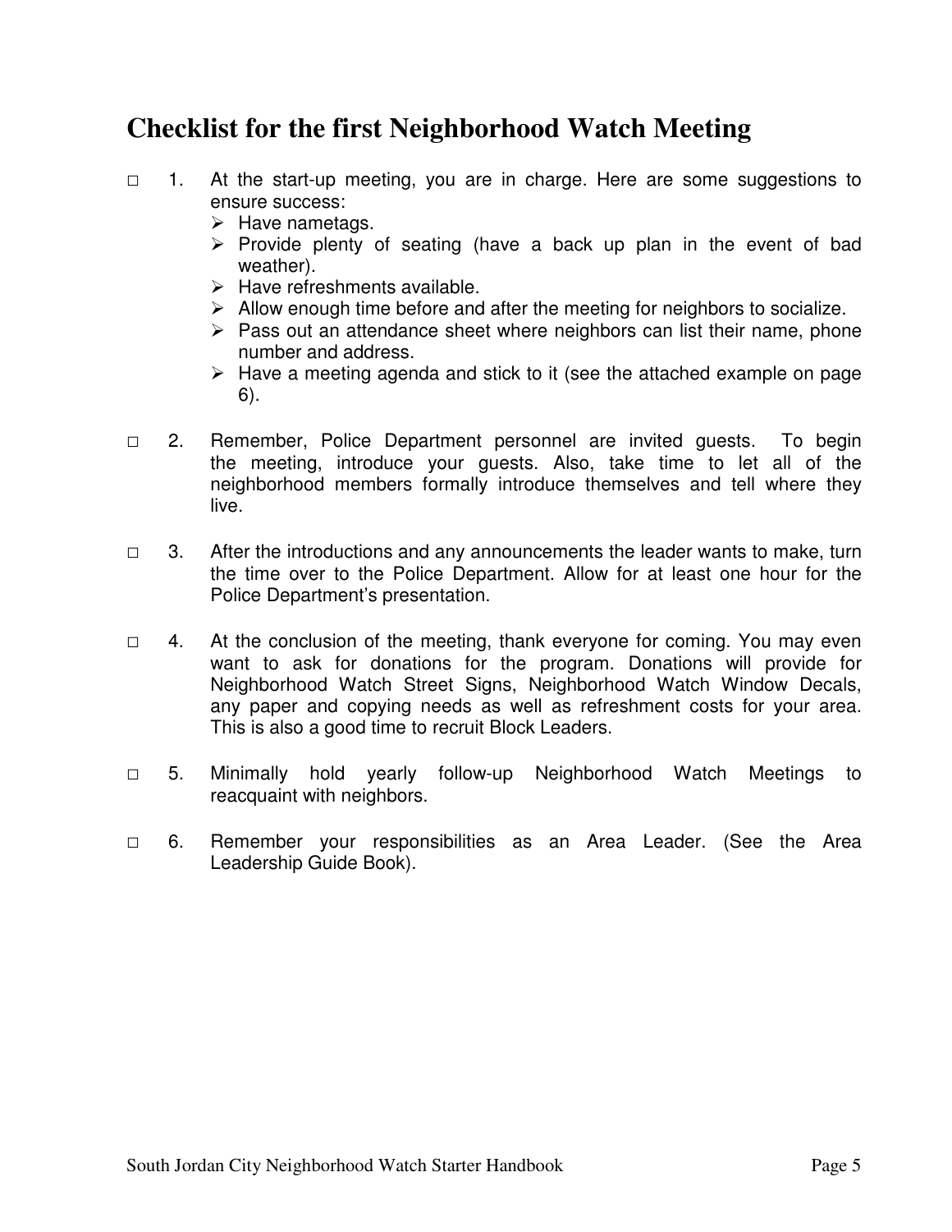# Checklist for the first Neighborhood Watch Meeting

□ 1. At the start-up meeting, you are in charge. Here are some suggestions to ensure success:
- Have nametags.
- Provide plenty of seating (have a back up plan in the event of bad weather).
- Have refreshments available.
- Allow enough time before and after the meeting for neighbors to socialize.
- Pass out an attendance sheet where neighbors can list their name, phone number and address.
- Have a meeting agenda and stick to it (see the attached example on page 6).

□ 2. Remember, Police Department personnel are invited guests. To begin the meeting, introduce your guests. Also, take time to let all of the neighborhood members formally introduce themselves and tell where they live.

□ 3. After the introductions and any announcements the leader wants to make, turn the time over to the Police Department. Allow for at least one hour for the Police Department's presentation.

□ 4. At the conclusion of the meeting, thank everyone for coming. You may even want to ask for donations for the program. Donations will provide for Neighborhood Watch Street Signs, Neighborhood Watch Window Decals, any paper and copying needs as well as refreshment costs for your area. This is also a good time to recruit Block Leaders.

□ 5. Minimally hold yearly follow-up Neighborhood Watch Meetings to reacquaint with neighbors.

□ 6. Remember your responsibilities as an Area Leader. (See the Area Leadership Guide Book).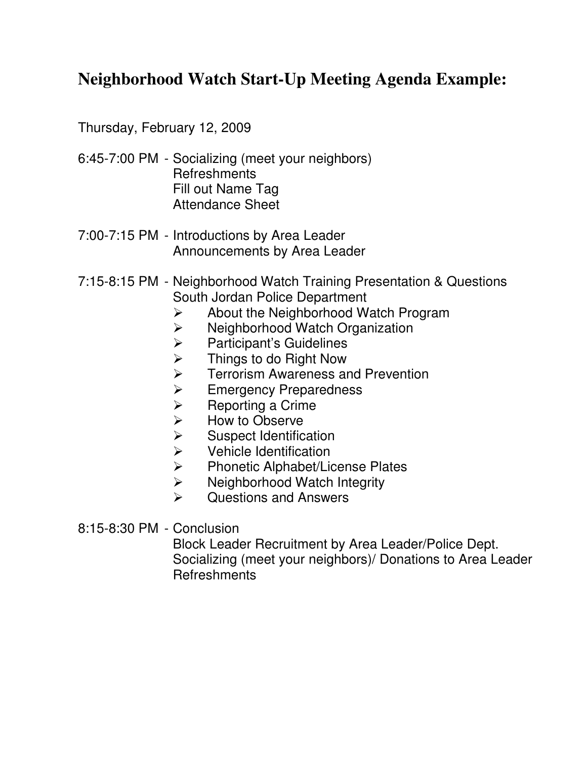# Neighborhood Watch Start-Up Meeting Agenda Example:

Thursday, February 12, 2009

6:45-7:00 PM - Socializing (meet your neighbors)
Refreshments
Fill out Name Tag
Attendance Sheet

7:00-7:15 PM - Introductions by Area Leader
Announcements by Area Leader

7:15-8:15 PM - Neighborhood Watch Training Presentation & Questions
South Jordan Police Department

- About the Neighborhood Watch Program
- Neighborhood Watch Organization
- Participant's Guidelines
- Things to do Right Now
- Terrorism Awareness and Prevention
- Emergency Preparedness
- Reporting a Crime
- How to Observe
- Suspect Identification
- Vehicle Identification
- Phonetic Alphabet/License Plates
- Neighborhood Watch Integrity
- Questions and Answers

8:15-8:30 PM - Conclusion
Block Leader Recruitment by Area Leader/Police Dept.
Socializing (meet your neighbors)/ Donations to Area Leader
Refreshments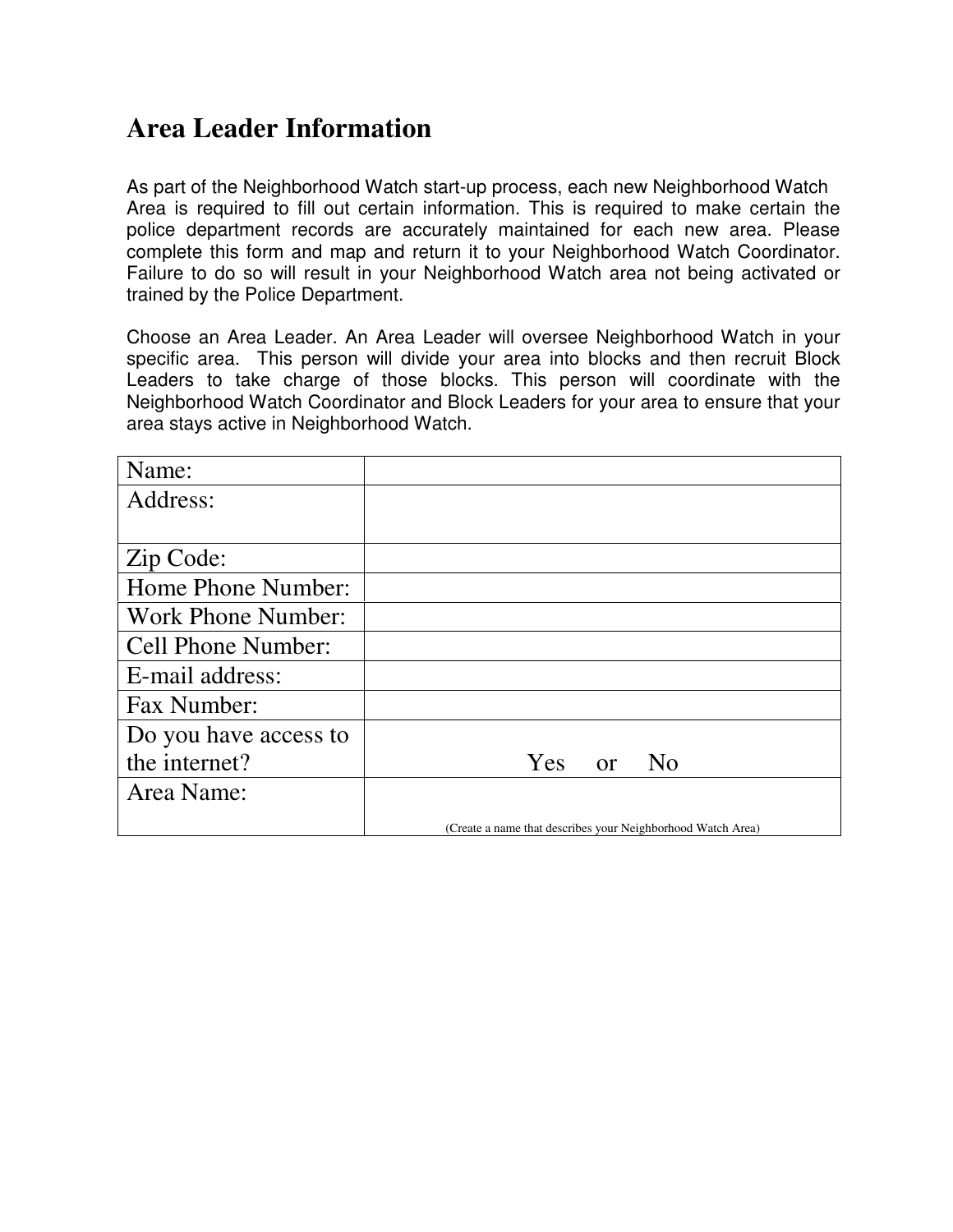# Area Leader Information

As part of the Neighborhood Watch start-up process, each new Neighborhood Watch Area is required to fill out certain information. This is required to make certain the police department records are accurately maintained for each new area. Please complete this form and map and return it to your Neighborhood Watch Coordinator. Failure to do so will result in your Neighborhood Watch area not being activated or trained by the Police Department.

Choose an Area Leader. An Area Leader will oversee Neighborhood Watch in your specific area. This person will divide your area into blocks and then recruit Block Leaders to take charge of those blocks. This person will coordinate with the Neighborhood Watch Coordinator and Block Leaders for your area to ensure that your area stays active in Neighborhood Watch.

| | |
|---|---|
| Name: | |
| Address: | |
| Zip Code: | |
| Home Phone Number: | |
| Work Phone Number: | |
| Cell Phone Number: | |
| E-mail address: | |
| Fax Number: | |
| Do you have access to the internet? | Yes or No |
| Area Name: | (Create a name that describes your Neighborhood Watch Area) |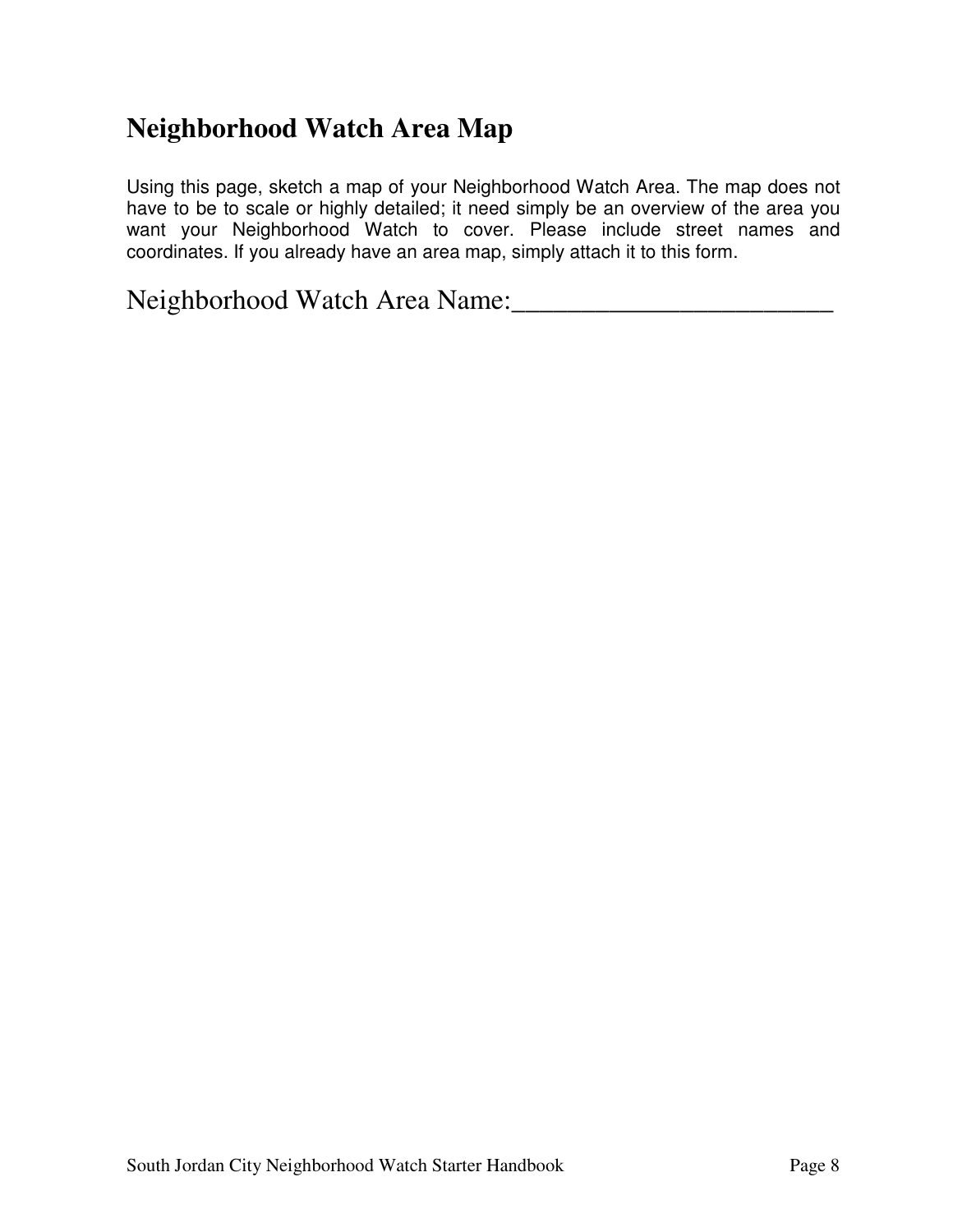## Neighborhood Watch Area Map

Using this page, sketch a map of your Neighborhood Watch Area. The map does not have to be to scale or highly detailed; it need simply be an overview of the area you want your Neighborhood Watch to cover. Please include street names and coordinates. If you already have an area map, simply attach it to this form.

Neighborhood Watch Area Name:_______________________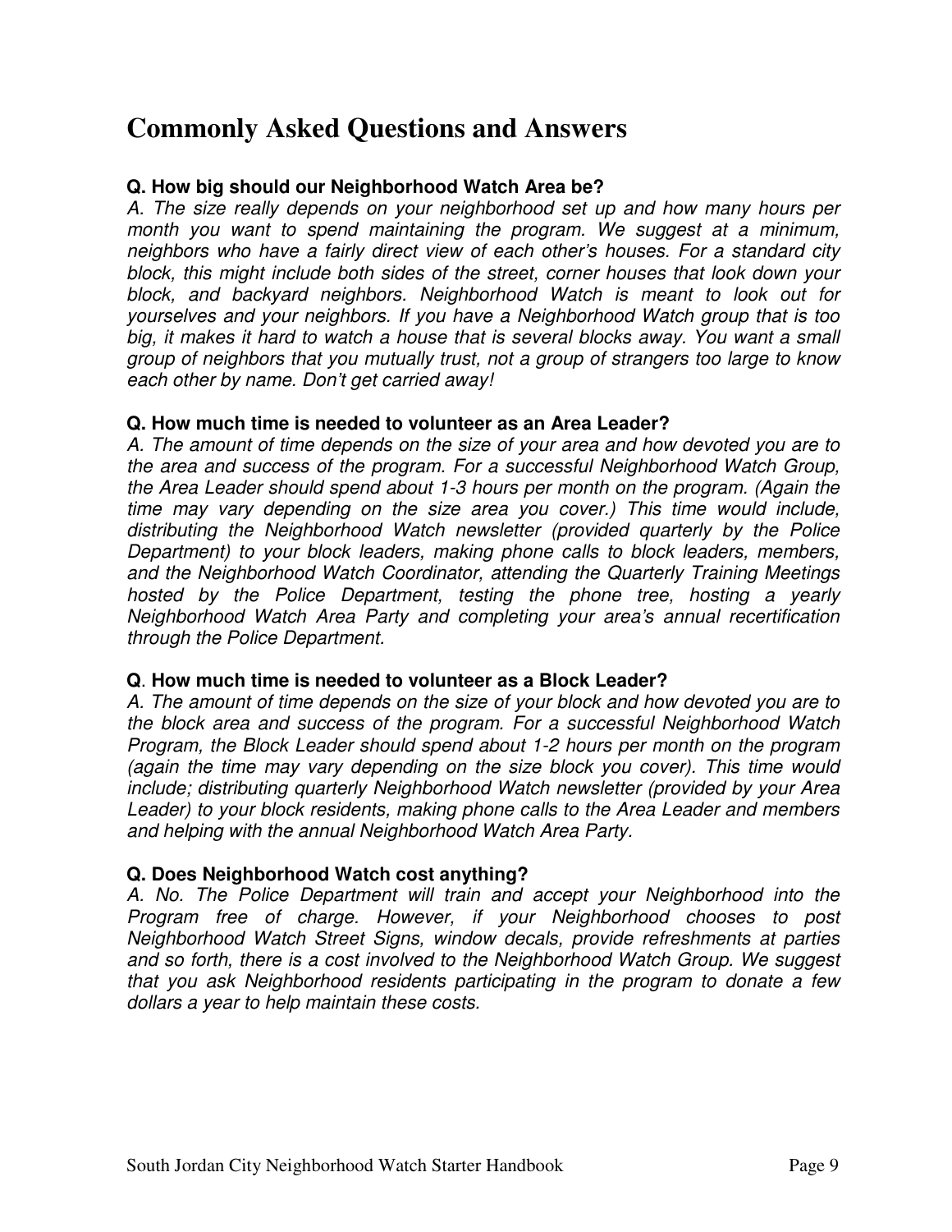# Commonly Asked Questions and Answers

**Q. How big should our Neighborhood Watch Area be?**
*A. The size really depends on your neighborhood set up and how many hours per month you want to spend maintaining the program. We suggest at a minimum, neighbors who have a fairly direct view of each other's houses. For a standard city block, this might include both sides of the street, corner houses that look down your block, and backyard neighbors. Neighborhood Watch is meant to look out for yourselves and your neighbors. If you have a Neighborhood Watch group that is too big, it makes it hard to watch a house that is several blocks away. You want a small group of neighbors that you mutually trust, not a group of strangers too large to know each other by name. Don't get carried away!*

**Q. How much time is needed to volunteer as an Area Leader?**
*A. The amount of time depends on the size of your area and how devoted you are to the area and success of the program. For a successful Neighborhood Watch Group, the Area Leader should spend about 1-3 hours per month on the program. (Again the time may vary depending on the size area you cover.) This time would include, distributing the Neighborhood Watch newsletter (provided quarterly by the Police Department) to your block leaders, making phone calls to block leaders, members, and the Neighborhood Watch Coordinator, attending the Quarterly Training Meetings hosted by the Police Department, testing the phone tree, hosting a yearly Neighborhood Watch Area Party and completing your area's annual recertification through the Police Department.*

**Q. How much time is needed to volunteer as a Block Leader?**
*A. The amount of time depends on the size of your block and how devoted you are to the block area and success of the program. For a successful Neighborhood Watch Program, the Block Leader should spend about 1-2 hours per month on the program (again the time may vary depending on the size block you cover). This time would include; distributing quarterly Neighborhood Watch newsletter (provided by your Area Leader) to your block residents, making phone calls to the Area Leader and members and helping with the annual Neighborhood Watch Area Party.*

**Q. Does Neighborhood Watch cost anything?**
*A. No. The Police Department will train and accept your Neighborhood into the Program free of charge. However, if your Neighborhood chooses to post Neighborhood Watch Street Signs, window decals, provide refreshments at parties and so forth, there is a cost involved to the Neighborhood Watch Group. We suggest that you ask Neighborhood residents participating in the program to donate a few dollars a year to help maintain these costs.*